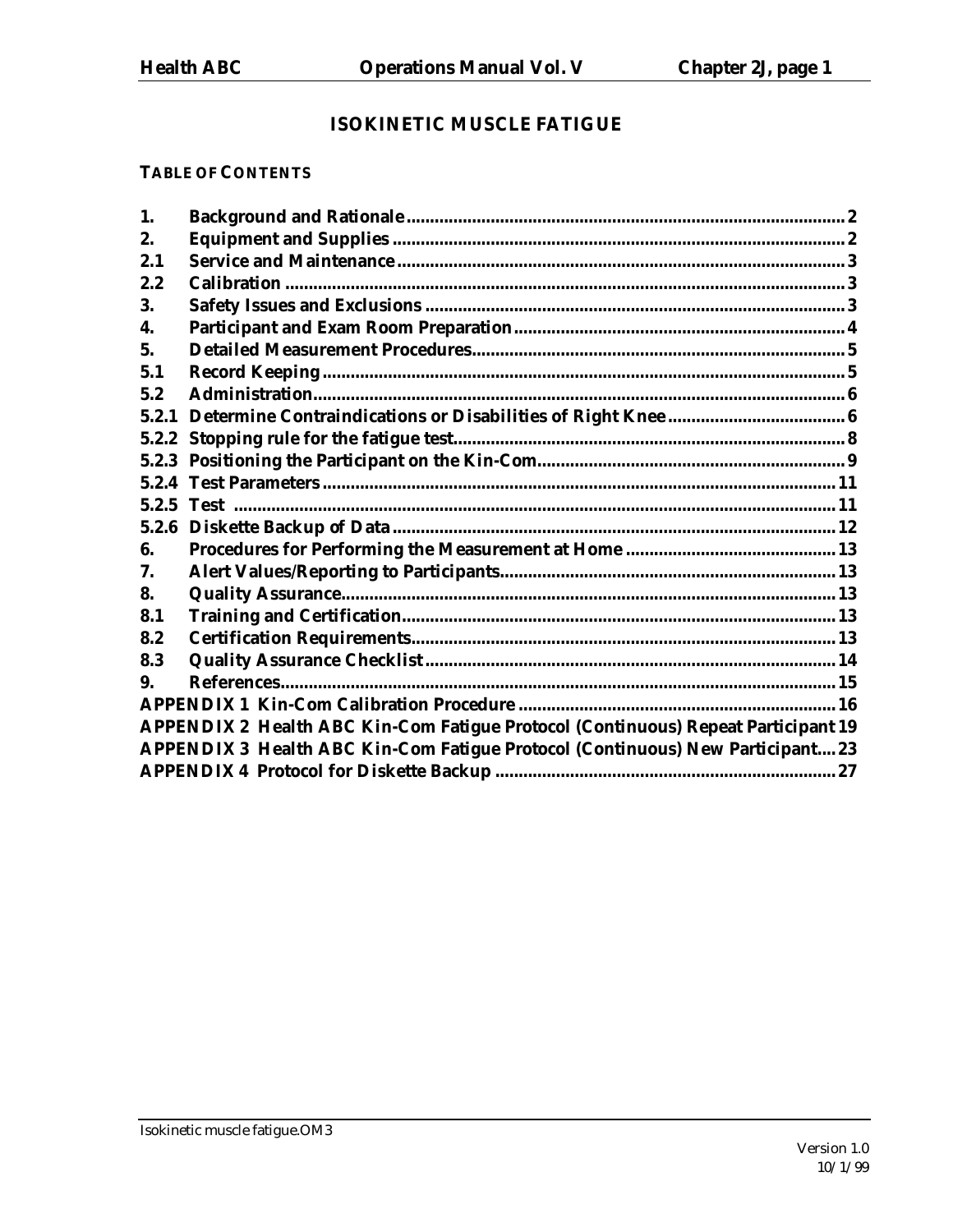# ISOKINETIC MUSCLE FATIGUE

**TABLE OF CONTENTS**

| | | |
|---|---|---|
| 1. | Background and Rationale | 2 |
| 2. | Equipment and Supplies | 2 |
| 2.1 | Service and Maintenance | 3 |
| 2.2 | Calibration | 3 |
| 3. | Safety Issues and Exclusions | 3 |
| 4. | Participant and Exam Room Preparation | 4 |
| 5. | Detailed Measurement Procedures | 5 |
| 5.1 | Record Keeping | 5 |
| 5.2 | Administration | 6 |
| 5.2.1 | Determine Contraindications or Disabilities of Right Knee | 6 |
| 5.2.2 | Stopping rule for the fatigue test | 8 |
| 5.2.3 | Positioning the Participant on the Kin-Com | 9 |
| 5.2.4 | Test Parameters | 11 |
| 5.2.5 | Test | 11 |
| 5.2.6 | Diskette Backup of Data | 12 |
| 6. | Procedures for Performing the Measurement at Home | 13 |
| 7. | Alert Values/Reporting to Participants | 13 |
| 8. | Quality Assurance | 13 |
| 8.1 | Training and Certification | 13 |
| 8.2 | Certification Requirements | 13 |
| 8.3 | Quality Assurance Checklist | 14 |
| 9. | References | 15 |
| APPENDIX 1 | Kin-Com Calibration Procedure | 16 |
| APPENDIX 2 | Health ABC Kin-Com Fatigue Protocol (Continuous) Repeat Participant | 19 |
| APPENDIX 3 | Health ABC Kin-Com Fatigue Protocol (Continuous) New Participant | 23 |
| APPENDIX 4 | Protocol for Diskette Backup | 27 |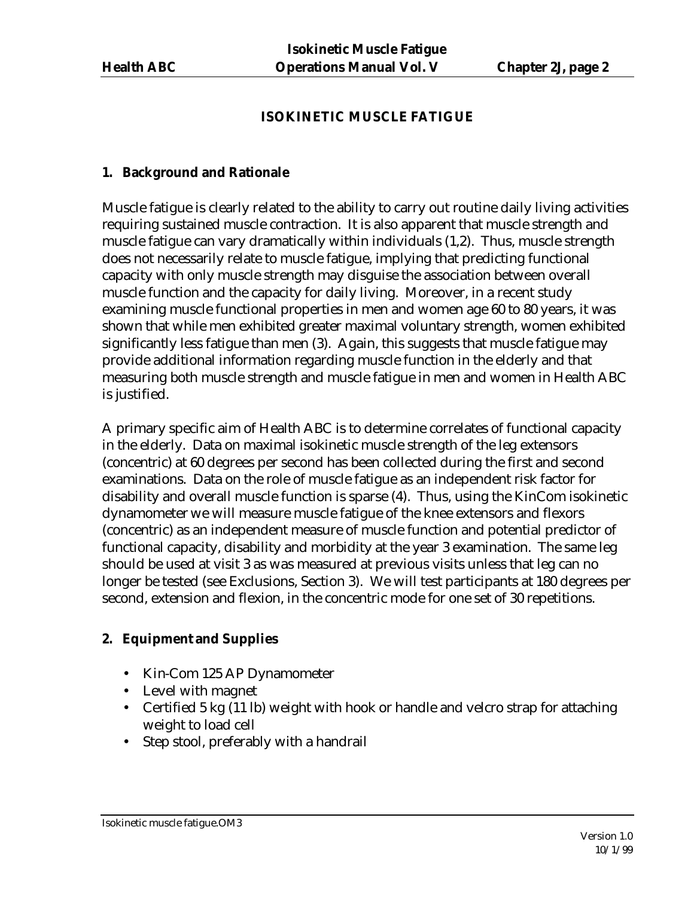# ISOKINETIC MUSCLE FATIGUE

## 1. Background and Rationale

Muscle fatigue is clearly related to the ability to carry out routine daily living activities requiring sustained muscle contraction. It is also apparent that muscle strength and muscle fatigue can vary dramatically within individuals (1,2). Thus, muscle strength does not necessarily relate to muscle fatigue, implying that predicting functional capacity with only muscle strength may disguise the association between overall muscle function and the capacity for daily living. Moreover, in a recent study examining muscle functional properties in men and women age 60 to 80 years, it was shown that while men exhibited greater maximal voluntary strength, women exhibited significantly less fatigue than men (3). Again, this suggests that muscle fatigue may provide additional information regarding muscle function in the elderly and that measuring both muscle strength and muscle fatigue in men and women in Health ABC is justified.

A primary specific aim of Health ABC is to determine correlates of functional capacity in the elderly. Data on maximal isokinetic muscle strength of the leg extensors (concentric) at 60 degrees per second has been collected during the first and second examinations. Data on the role of muscle fatigue as an independent risk factor for disability and overall muscle function is sparse (4). Thus, using the KinCom isokinetic dynamometer we will measure muscle fatigue of the knee extensors and flexors (concentric) as an independent measure of muscle function and potential predictor of functional capacity, disability and morbidity at the year 3 examination. The same leg should be used at visit 3 as was measured at previous visits unless that leg can no longer be tested (see Exclusions, Section 3). We will test participants at 180 degrees per second, extension and flexion, in the concentric mode for one set of 30 repetitions.

## 2. Equipment and Supplies

- Kin-Com 125 AP Dynamometer
- Level with magnet
- Certified 5 kg (11 lb) weight with hook or handle and velcro strap for attaching weight to load cell
- Step stool, preferably with a handrail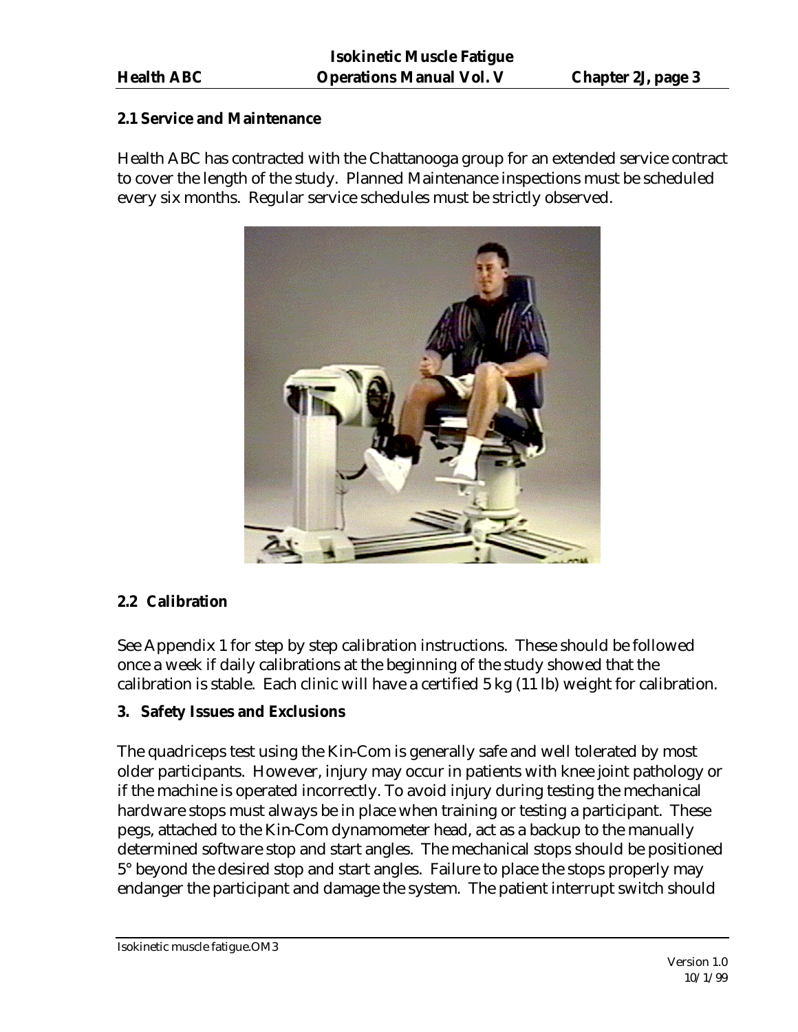## 2.1 Service and Maintenance

Health ABC has contracted with the Chattanooga group for an extended service contract to cover the length of the study. Planned Maintenance inspections must be scheduled every six months. Regular service schedules must be strictly observed.

## 2.2 Calibration

See Appendix 1 for step by step calibration instructions. These should be followed once a week if daily calibrations at the beginning of the study showed that the calibration is stable. Each clinic will have a certified 5 kg (11 lb) weight for calibration.

## 3. Safety Issues and Exclusions

The quadriceps test using the Kin-Com is generally safe and well tolerated by most older participants. However, injury may occur in patients with knee joint pathology or if the machine is operated incorrectly. To avoid injury during testing the mechanical hardware stops must always be in place when training or testing a participant. These pegs, attached to the Kin-Com dynamometer head, act as a backup to the manually determined software stop and start angles. The mechanical stops should be positioned 5° beyond the desired stop and start angles. Failure to place the stops properly may endanger the participant and damage the system. The patient interrupt switch should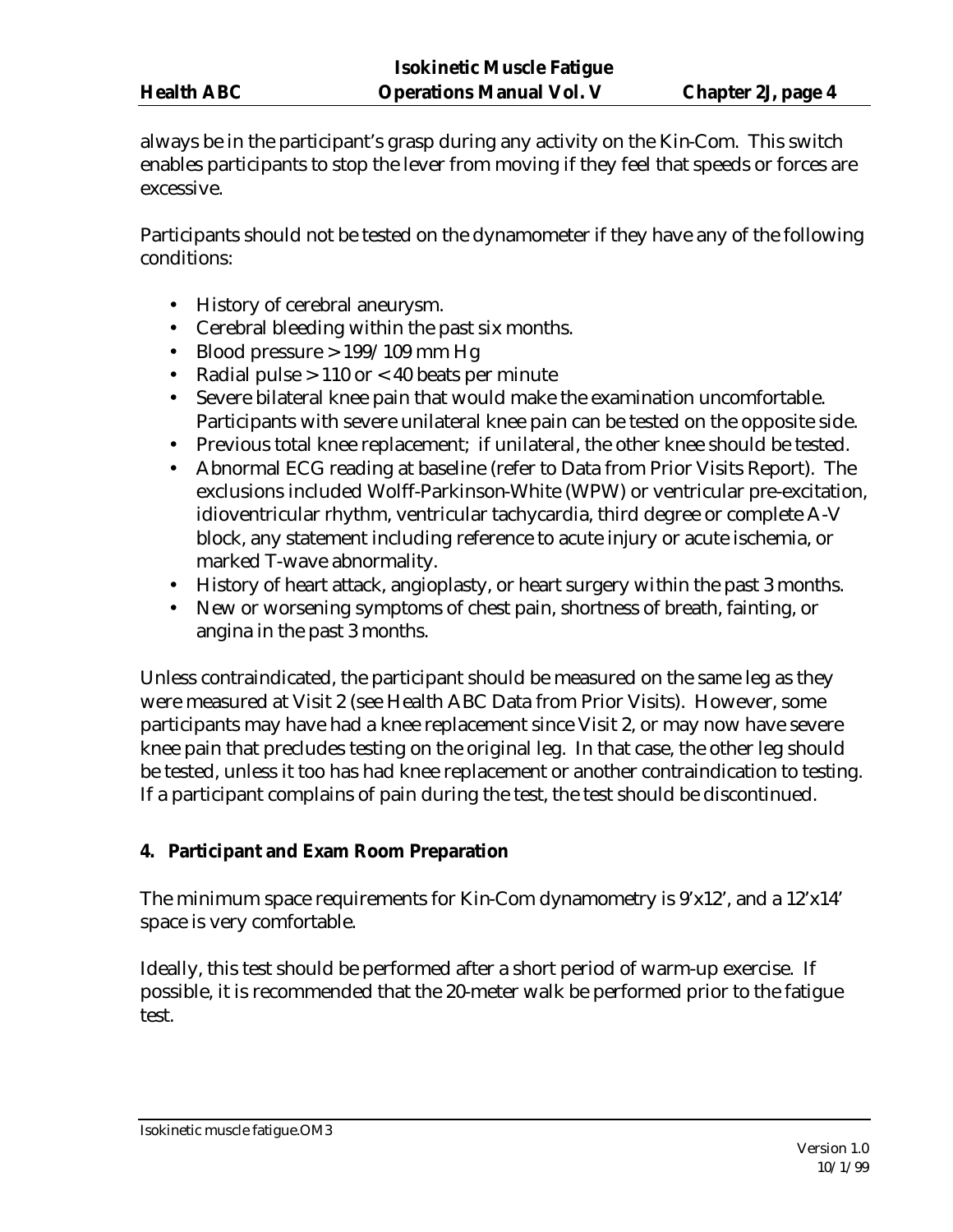always be in the participant's grasp during any activity on the Kin-Com. This switch enables participants to stop the lever from moving if they feel that speeds or forces are excessive.

Participants should not be tested on the dynamometer if they have any of the following conditions:

- History of cerebral aneurysm.
- Cerebral bleeding within the past six months.
- Blood pressure > 199/109 mm Hg
- Radial pulse > 110 or < 40 beats per minute
- Severe bilateral knee pain that would make the examination uncomfortable. Participants with severe unilateral knee pain can be tested on the opposite side.
- Previous total knee replacement; if unilateral, the other knee should be tested.
- Abnormal ECG reading at baseline (refer to Data from Prior Visits Report). The exclusions included Wolff-Parkinson-White (WPW) or ventricular pre-excitation, idioventricular rhythm, ventricular tachycardia, third degree or complete A-V block, any statement including reference to acute injury or acute ischemia, or marked T-wave abnormality.
- History of heart attack, angioplasty, or heart surgery within the past 3 months.
- New or worsening symptoms of chest pain, shortness of breath, fainting, or angina in the past 3 months.

Unless contraindicated, the participant should be measured on the same leg as they were measured at Visit 2 (see Health ABC Data from Prior Visits). However, some participants may have had a knee replacement since Visit 2, or may now have severe knee pain that precludes testing on the original leg. In that case, the other leg should be tested, unless it too has had knee replacement or another contraindication to testing. If a participant complains of pain during the test, the test should be discontinued.

## 4. Participant and Exam Room Preparation

The minimum space requirements for Kin-Com dynamometry is 9'x12', and a 12'x14' space is very comfortable.

Ideally, this test should be performed after a short period of warm-up exercise. If possible, it is recommended that the 20-meter walk be performed prior to the fatigue test.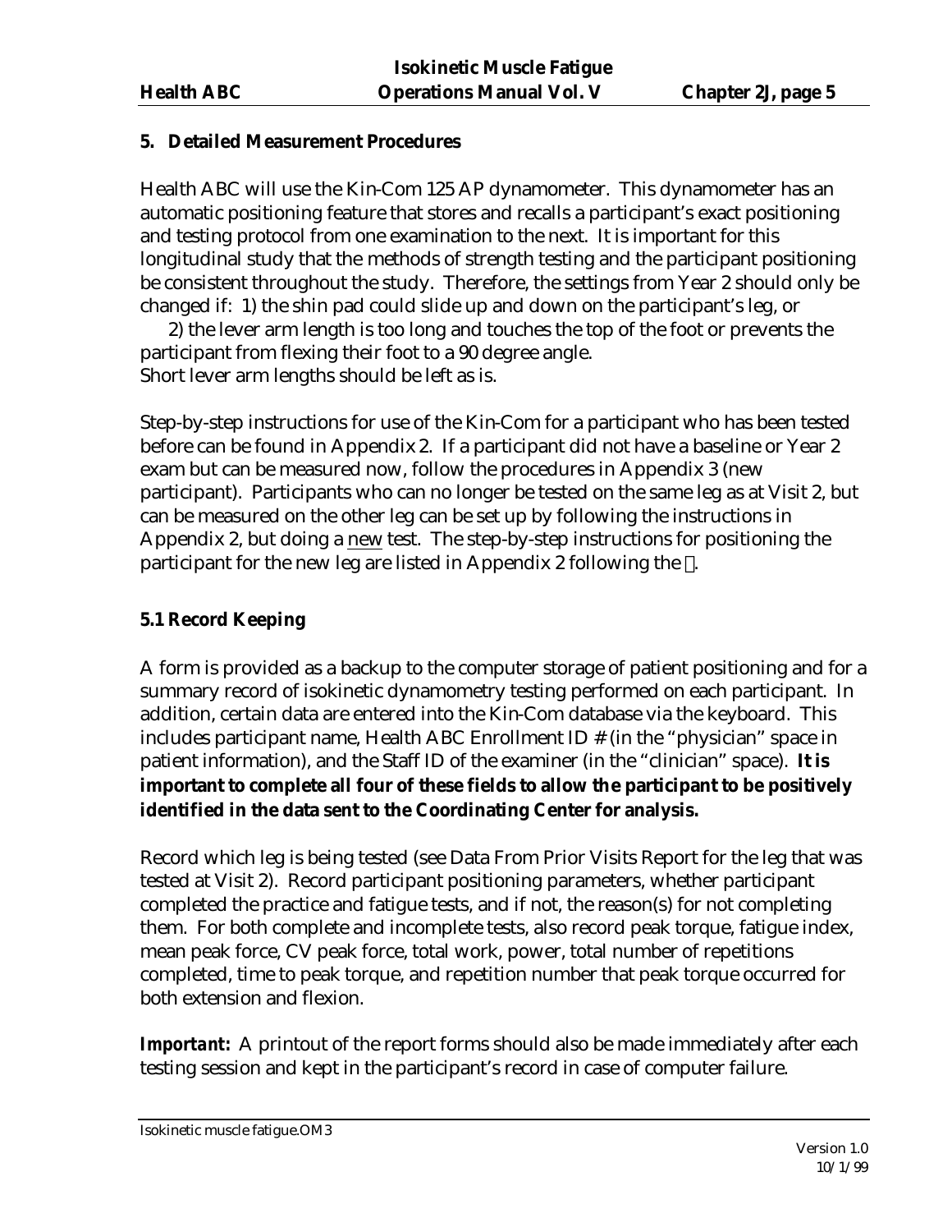## 5. Detailed Measurement Procedures

Health ABC will use the Kin-Com 125 AP dynamometer. This dynamometer has an automatic positioning feature that stores and recalls a participant's exact positioning and testing protocol from one examination to the next. It is important for this longitudinal study that the methods of strength testing and the participant positioning be consistent throughout the study. Therefore, the settings from Year 2 should only be changed if: 1) the shin pad could slide up and down on the participant's leg, or

2) the lever arm length is too long and touches the top of the foot or prevents the participant from flexing their foot to a 90 degree angle.

Short lever arm lengths should be left as is.

Step-by-step instructions for use of the Kin-Com for a participant who has been tested before can be found in Appendix 2. If a participant did not have a baseline or Year 2 exam but can be measured now, follow the procedures in Appendix 3 (new participant). Participants who can no longer be tested on the same leg as at Visit 2, but can be measured on the other leg can be set up by following the instructions in Appendix 2, but doing a new test. The step-by-step instructions for positioning the participant for the new leg are listed in Appendix 2 following the .

### 5.1 Record Keeping

A form is provided as a backup to the computer storage of patient positioning and for a summary record of isokinetic dynamometry testing performed on each participant. In addition, certain data are entered into the Kin-Com database via the keyboard. This includes participant name, Health ABC Enrollment ID # (in the "physician" space in patient information), and the Staff ID of the examiner (in the "clinician" space). **It is important to complete all four of these fields to allow the participant to be positively identified in the data sent to the Coordinating Center for analysis.**

Record which leg is being tested (see Data From Prior Visits Report for the leg that was tested at Visit 2). Record participant positioning parameters, whether participant completed the practice and fatigue tests, and if not, the reason(s) for not completing them. For both complete and incomplete tests, also record peak torque, fatigue index, mean peak force, CV peak force, total work, power, total number of repetitions completed, time to peak torque, and repetition number that peak torque occurred for both extension and flexion.

***Important:*** A printout of the report forms should also be made immediately after each testing session and kept in the participant's record in case of computer failure.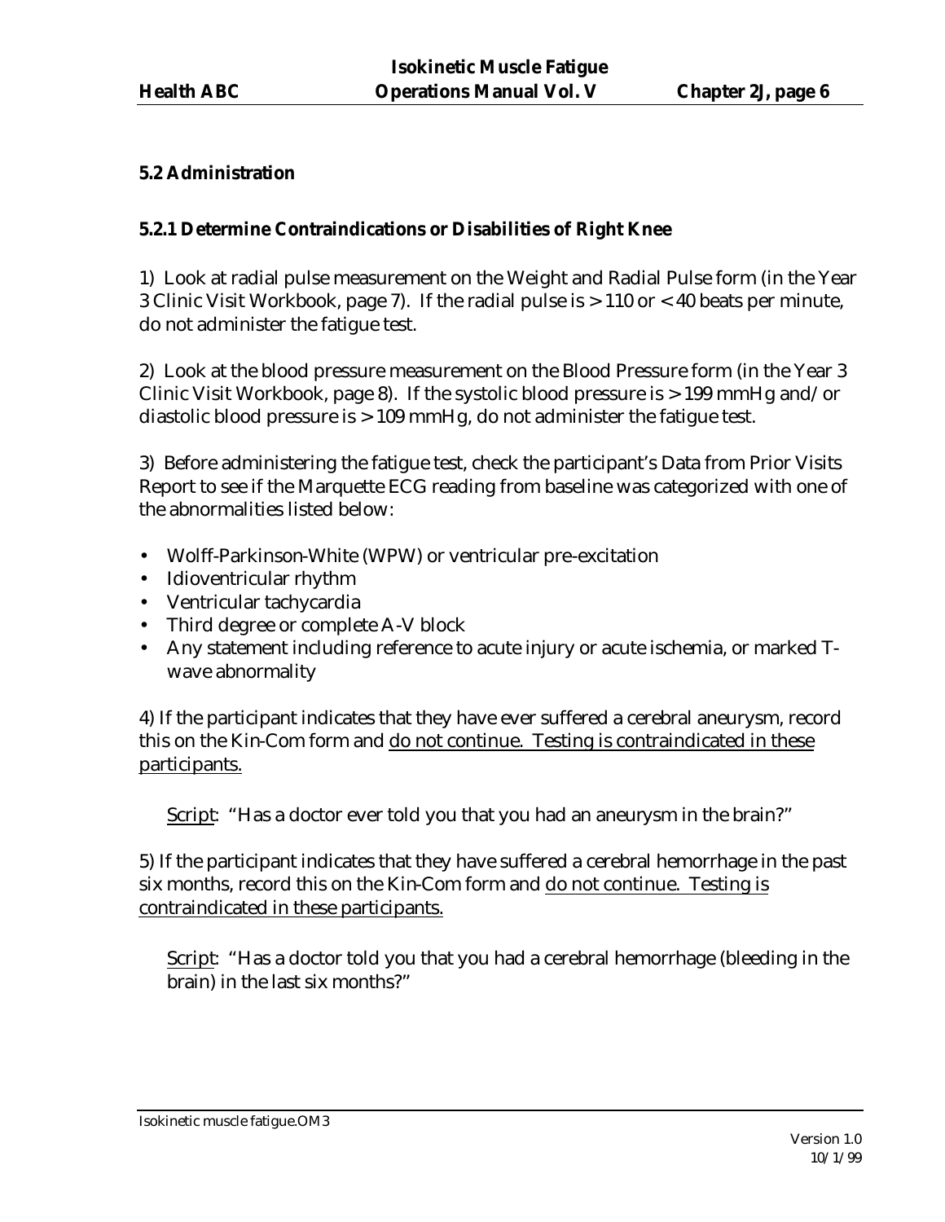**5.2 Administration**

**5.2.1 Determine Contraindications or Disabilities of Right Knee**

1) Look at radial pulse measurement on the Weight and Radial Pulse form (in the Year 3 Clinic Visit Workbook, page 7). If the radial pulse is > 110 or < 40 beats per minute, do not administer the fatigue test.

2) Look at the blood pressure measurement on the Blood Pressure form (in the Year 3 Clinic Visit Workbook, page 8). If the systolic blood pressure is > 199 mmHg and/or diastolic blood pressure is > 109 mmHg, do not administer the fatigue test.

3) Before administering the fatigue test, check the participant's Data from Prior Visits Report to see if the Marquette ECG reading from baseline was categorized with one of the abnormalities listed below:

- Wolff-Parkinson-White (WPW) or ventricular pre-excitation
- Idioventricular rhythm
- Ventricular tachycardia
- Third degree or complete A-V block
- Any statement including reference to acute injury or acute ischemia, or marked T-wave abnormality

4) If the participant indicates that they have ever suffered a cerebral aneurysm, record this on the Kin-Com form and <u>do not continue. Testing is contraindicated in these participants.</u>

<u>Script</u>: "Has a doctor ever told you that you had an aneurysm in the brain?"

5) If the participant indicates that they have suffered a cerebral hemorrhage in the past six months, record this on the Kin-Com form and <u>do not continue. Testing is contraindicated in these participants.</u>

<u>Script</u>: "Has a doctor told you that you had a cerebral hemorrhage (bleeding in the brain) in the last six months?"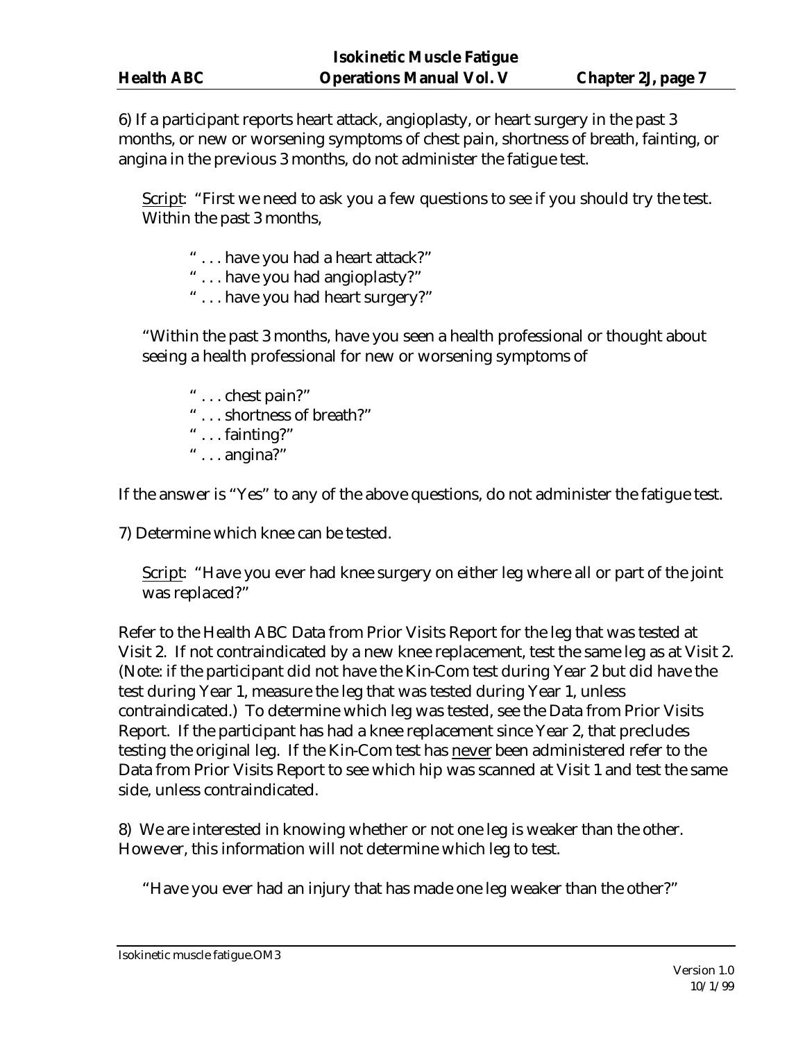6) If a participant reports heart attack, angioplasty, or heart surgery in the past 3 months, or new or worsening symptoms of chest pain, shortness of breath, fainting, or angina in the previous 3 months, do not administer the fatigue test.

> Script: "First we need to ask you a few questions to see if you should try the test. Within the past 3 months,
>
> " . . . have you had a heart attack?"
> " . . . have you had angioplasty?"
> " . . . have you had heart surgery?"
>
> "Within the past 3 months, have you seen a health professional or thought about seeing a health professional for new or worsening symptoms of
>
> " . . . chest pain?"
> " . . . shortness of breath?"
> " . . . fainting?"
> " . . . angina?"

If the answer is "Yes" to any of the above questions, do not administer the fatigue test.

7) Determine which knee can be tested.

> Script: "Have you ever had knee surgery on either leg where all or part of the joint was replaced?"

Refer to the Health ABC Data from Prior Visits Report for the leg that was tested at Visit 2. If not contraindicated by a new knee replacement, test the same leg as at Visit 2. (Note: if the participant did not have the Kin-Com test during Year 2 but did have the test during Year 1, measure the leg that was tested during Year 1, unless contraindicated.) To determine which leg was tested, see the Data from Prior Visits Report. If the participant has had a knee replacement since Year 2, that precludes testing the original leg. If the Kin-Com test has never been administered refer to the Data from Prior Visits Report to see which hip was scanned at Visit 1 and test the same side, unless contraindicated.

8) We are interested in knowing whether or not one leg is weaker than the other. However, this information will not determine which leg to test.

> "Have you ever had an injury that has made one leg weaker than the other?"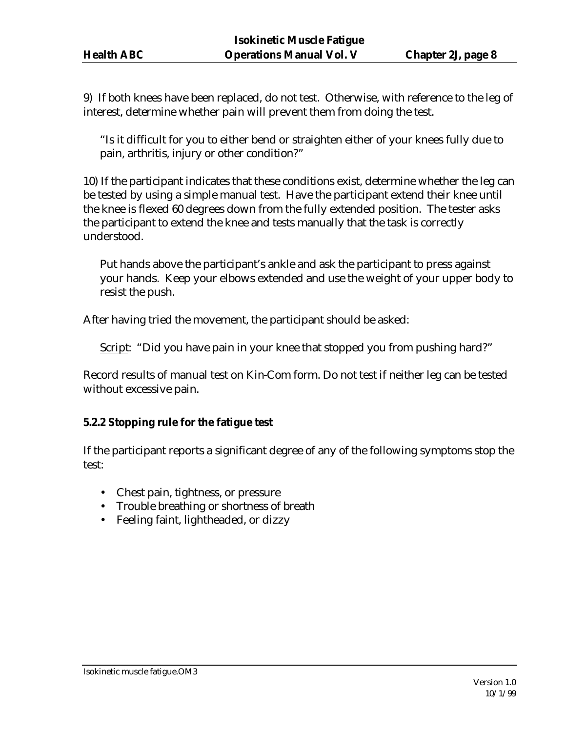9) If both knees have been replaced, do not test. Otherwise, with reference to the leg of interest, determine whether pain will prevent them from doing the test.

> "Is it difficult for you to either bend or straighten either of your knees fully due to pain, arthritis, injury or other condition?"

10) If the participant indicates that these conditions exist, determine whether the leg can be tested by using a simple manual test. Have the participant extend their knee until the knee is flexed 60 degrees down from the fully extended position. The tester asks the participant to extend the knee and tests manually that the task is correctly understood.

> Put hands above the participant's ankle and ask the participant to press against your hands. Keep your elbows extended and use the weight of your upper body to resist the push.

After having tried the movement, the participant should be asked:

> Script: "Did you have pain in your knee that stopped you from pushing hard?"

Record results of manual test on Kin-Com form. Do not test if neither leg can be tested without excessive pain.

### 5.2.2 Stopping rule for the fatigue test

If the participant reports a significant degree of any of the following symptoms stop the test:

- Chest pain, tightness, or pressure
- Trouble breathing or shortness of breath
- Feeling faint, lightheaded, or dizzy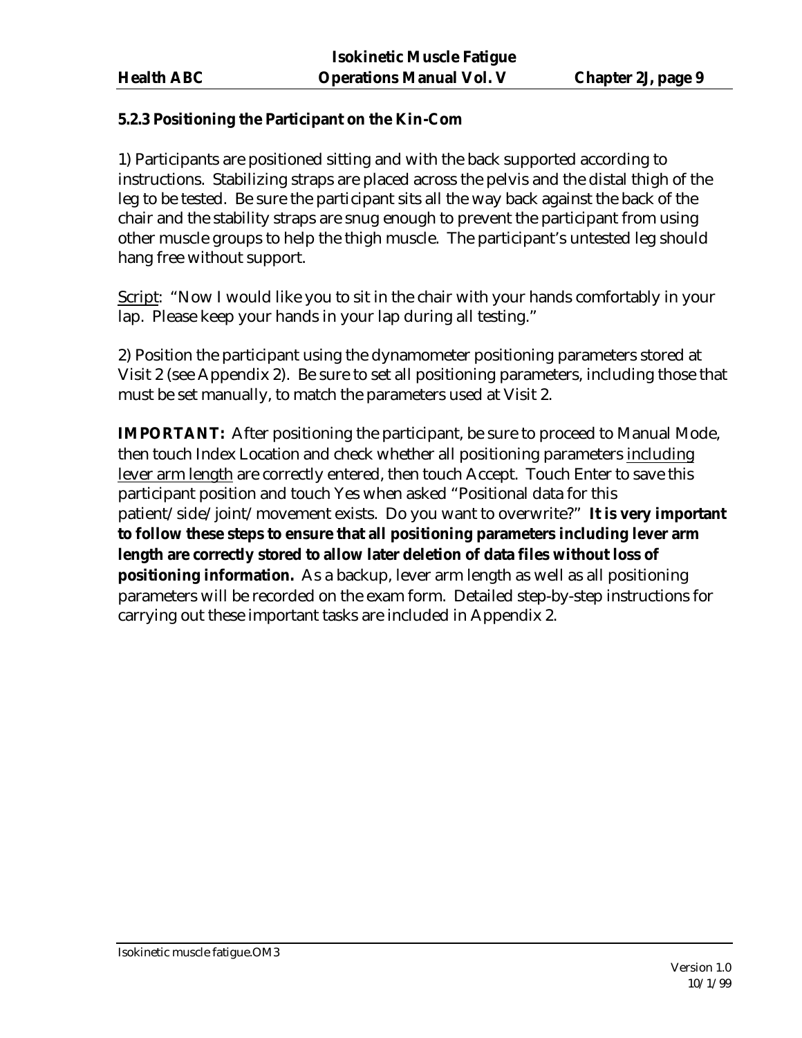### 5.2.3 Positioning the Participant on the Kin-Com

1) Participants are positioned sitting and with the back supported according to instructions. Stabilizing straps are placed across the pelvis and the distal thigh of the leg to be tested. Be sure the participant sits all the way back against the back of the chair and the stability straps are snug enough to prevent the participant from using other muscle groups to help the thigh muscle. The participant's untested leg should hang free without support.

<u>Script</u>: "Now I would like you to sit in the chair with your hands comfortably in your lap. Please keep your hands in your lap during all testing."

2) Position the participant using the dynamometer positioning parameters stored at Visit 2 (see Appendix 2). Be sure to set all positioning parameters, including those that must be set manually, to match the parameters used at Visit 2.

**IMPORTANT:** After positioning the participant, be sure to proceed to Manual Mode, then touch Index Location and check whether all positioning parameters <u>including lever arm length</u> are correctly entered, then touch Accept. Touch Enter to save this participant position and touch Yes when asked "Positional data for this patient/side/joint/movement exists. Do you want to overwrite?" **It is very important to follow these steps to ensure that all positioning parameters including lever arm length are correctly stored to allow later deletion of data files without loss of positioning information.** As a backup, lever arm length as well as all positioning parameters will be recorded on the exam form. Detailed step-by-step instructions for carrying out these important tasks are included in Appendix 2.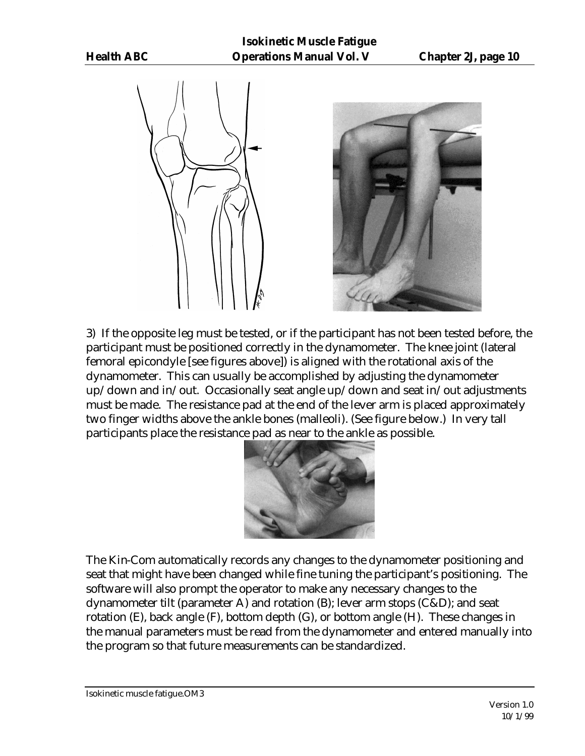3) If the opposite leg must be tested, or if the participant has not been tested before, the participant must be positioned correctly in the dynamometer. The knee joint (lateral femoral epicondyle [see figures above]) is aligned with the rotational axis of the dynamometer. This can usually be accomplished by adjusting the dynamometer up/down and in/out. Occasionally seat angle up/down and seat in/out adjustments must be made. The resistance pad at the end of the lever arm is placed approximately two finger widths above the ankle bones (malleoli). (See figure below.) In very tall participants place the resistance pad as near to the ankle as possible.

The Kin-Com automatically records any changes to the dynamometer positioning and seat that might have been changed while fine tuning the participant's positioning. The software will also prompt the operator to make any necessary changes to the dynamometer tilt (parameter A) and rotation (B); lever arm stops (C&D); and seat rotation (E), back angle (F), bottom depth (G), or bottom angle (H). These changes in the manual parameters must be read from the dynamometer and entered manually into the program so that future measurements can be standardized.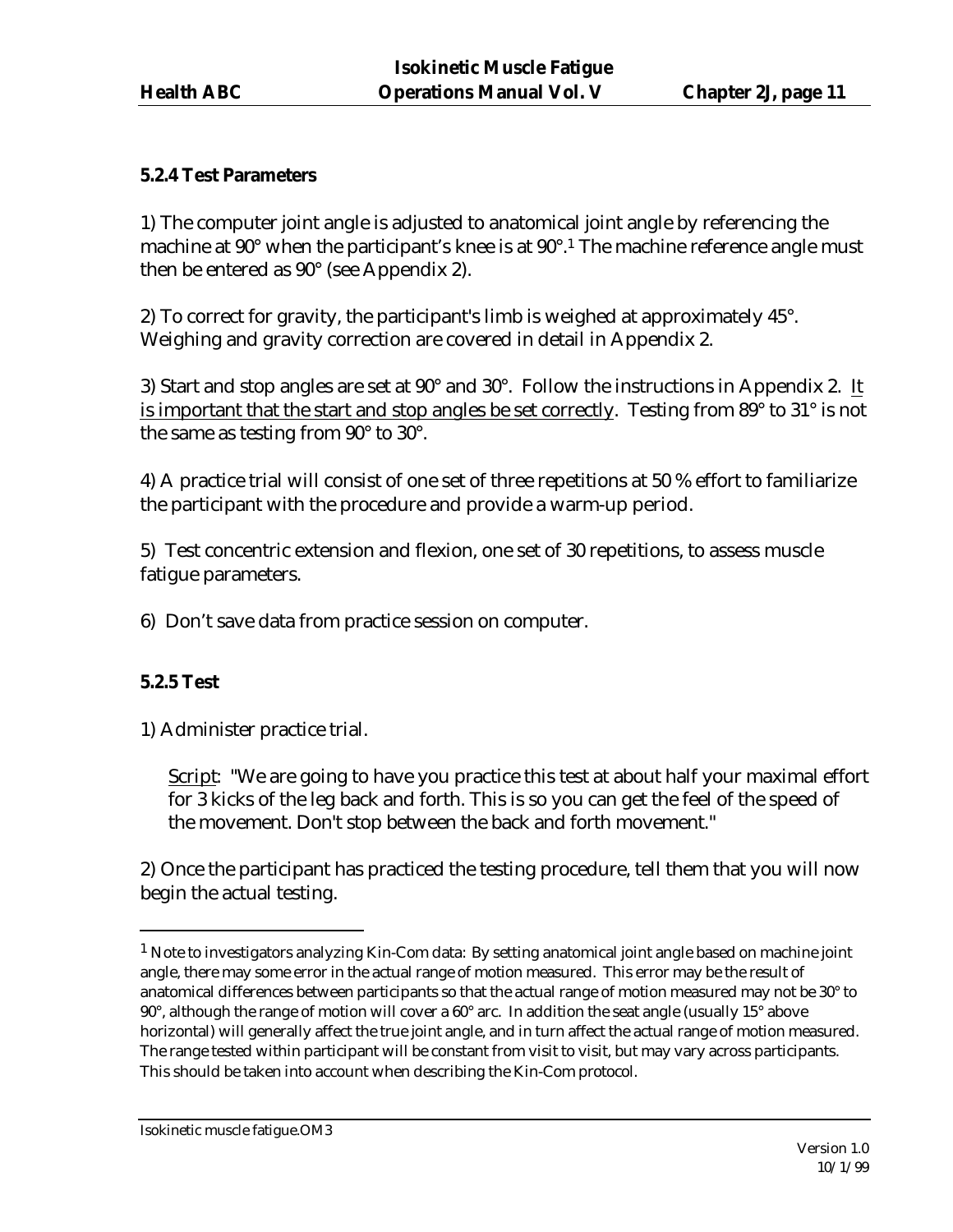### 5.2.4 Test Parameters

1) The computer joint angle is adjusted to anatomical joint angle by referencing the machine at 90° when the participant's knee is at 90°.[1] The machine reference angle must then be entered as 90° (see Appendix 2).

2) To correct for gravity, the participant's limb is weighed at approximately 45°. Weighing and gravity correction are covered in detail in Appendix 2.

3) Start and stop angles are set at 90° and 30°. Follow the instructions in Appendix 2. It is important that the start and stop angles be set correctly. Testing from 89° to 31° is not the same as testing from 90° to 30°.

4) A practice trial will consist of one set of three repetitions at 50 % effort to familiarize the participant with the procedure and provide a warm-up period.

5) Test concentric extension and flexion, one set of 30 repetitions, to assess muscle fatigue parameters.

6) Don't save data from practice session on computer.

### 5.2.5 Test

1) Administer practice trial.

> Script: "We are going to have you practice this test at about half your maximal effort for 3 kicks of the leg back and forth. This is so you can get the feel of the speed of the movement. Don't stop between the back and forth movement."

2) Once the participant has practiced the testing procedure, tell them that you will now begin the actual testing.

---

[1] Note to investigators analyzing Kin-Com data: By setting anatomical joint angle based on machine joint angle, there may some error in the actual range of motion measured. This error may be the result of anatomical differences between participants so that the actual range of motion measured may not be 30° to 90°, although the range of motion will cover a 60° arc. In addition the seat angle (usually 15° above horizontal) will generally affect the true joint angle, and in turn affect the actual range of motion measured. The range tested within participant will be constant from visit to visit, but may vary across participants. This should be taken into account when describing the Kin-Com protocol.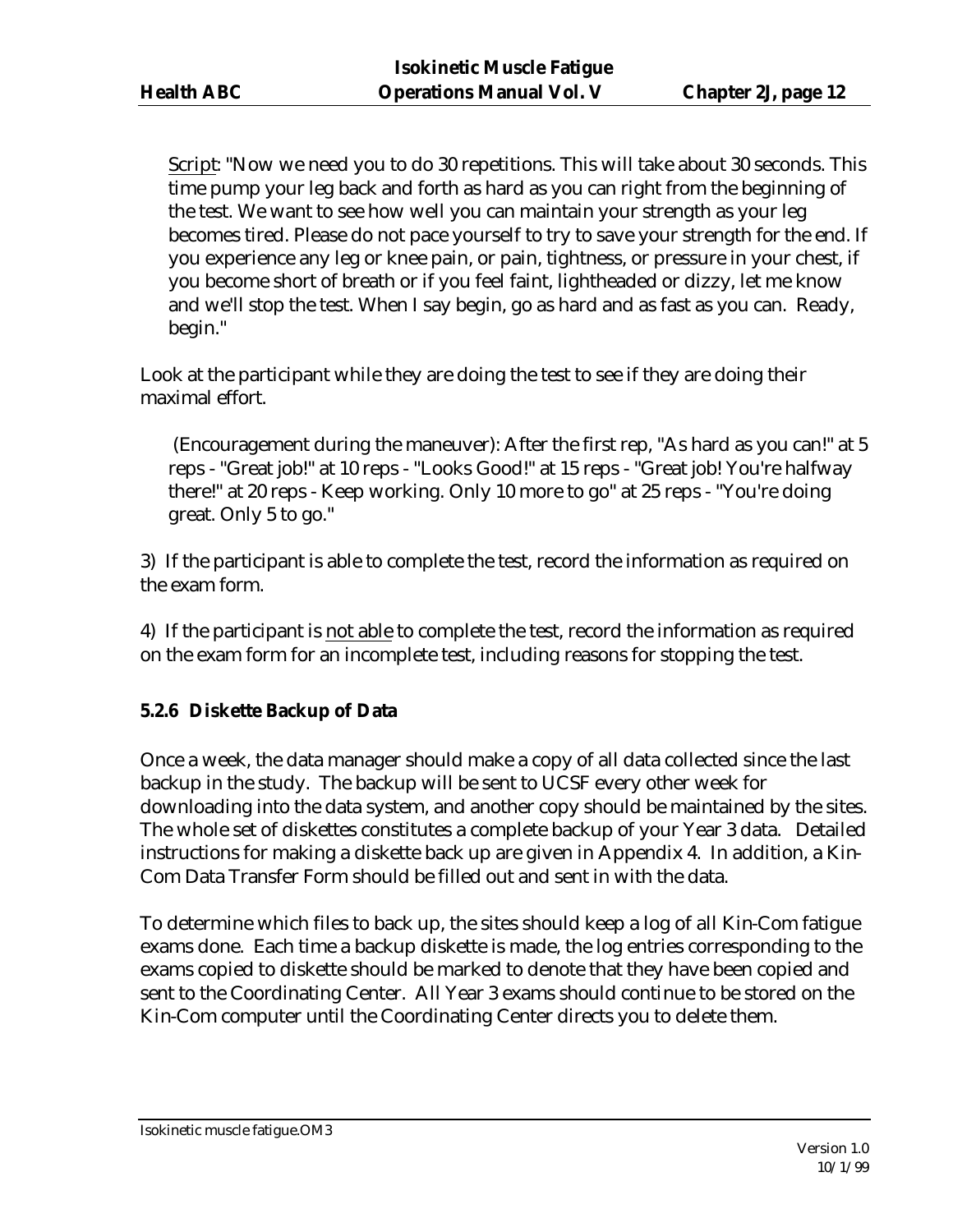<u>Script</u>: "Now we need you to do 30 repetitions. This will take about 30 seconds. This time pump your leg back and forth as hard as you can right from the beginning of the test. We want to see how well you can maintain your strength as your leg becomes tired. Please do not pace yourself to try to save your strength for the end. If you experience any leg or knee pain, or pain, tightness, or pressure in your chest, if you become short of breath or if you feel faint, lightheaded or dizzy, let me know and we'll stop the test. When I say begin, go as hard and as fast as you can. Ready, begin."

Look at the participant while they are doing the test to see if they are doing their maximal effort.

(Encouragement during the maneuver): After the first rep, "As hard as you can!" at 5 reps - "Great job!" at 10 reps - "Looks Good!" at 15 reps - "Great job! You're halfway there!" at 20 reps - Keep working. Only 10 more to go" at 25 reps - "You're doing great. Only 5 to go."

3) If the participant is able to complete the test, record the information as required on the exam form.

4) If the participant is <u>not able</u> to complete the test, record the information as required on the exam form for an incomplete test, including reasons for stopping the test.

### 5.2.6 Diskette Backup of Data

Once a week, the data manager should make a copy of all data collected since the last backup in the study. The backup will be sent to UCSF every other week for downloading into the data system, and another copy should be maintained by the sites. The whole set of diskettes constitutes a complete backup of your Year 3 data. Detailed instructions for making a diskette back up are given in Appendix 4. In addition, a Kin-Com Data Transfer Form should be filled out and sent in with the data.

To determine which files to back up, the sites should keep a log of all Kin-Com fatigue exams done. Each time a backup diskette is made, the log entries corresponding to the exams copied to diskette should be marked to denote that they have been copied and sent to the Coordinating Center. All Year 3 exams should continue to be stored on the Kin-Com computer until the Coordinating Center directs you to delete them.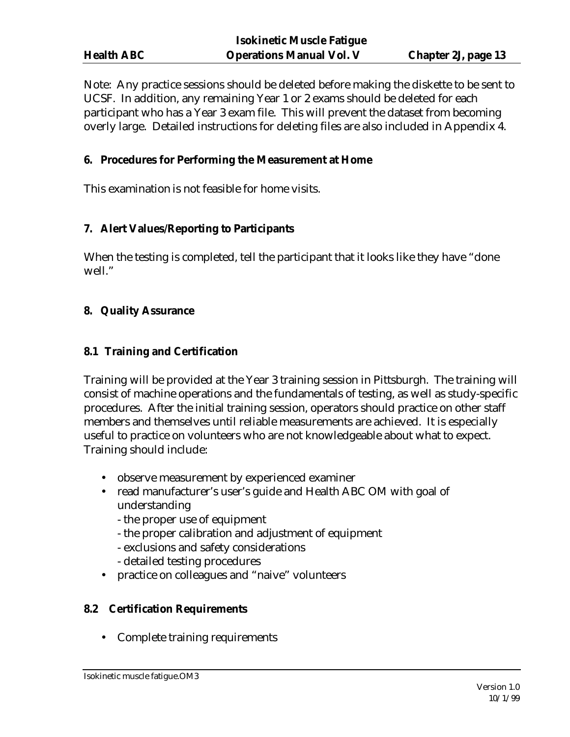Note: Any practice sessions should be deleted before making the diskette to be sent to UCSF. In addition, any remaining Year 1 or 2 exams should be deleted for each participant who has a Year 3 exam file. This will prevent the dataset from becoming overly large. Detailed instructions for deleting files are also included in Appendix 4.

## 6. Procedures for Performing the Measurement at Home

This examination is not feasible for home visits.

## 7. Alert Values/Reporting to Participants

When the testing is completed, tell the participant that it looks like they have "done well."

## 8. Quality Assurance

### 8.1 Training and Certification

Training will be provided at the Year 3 training session in Pittsburgh. The training will consist of machine operations and the fundamentals of testing, as well as study-specific procedures. After the initial training session, operators should practice on other staff members and themselves until reliable measurements are achieved. It is especially useful to practice on volunteers who are not knowledgeable about what to expect. Training should include:

- observe measurement by experienced examiner
- read manufacturer's user's guide and Health ABC OM with goal of understanding
  - the proper use of equipment
  - the proper calibration and adjustment of equipment
  - exclusions and safety considerations
  - detailed testing procedures
- practice on colleagues and "naive" volunteers

### 8.2 Certification Requirements

- Complete training requirements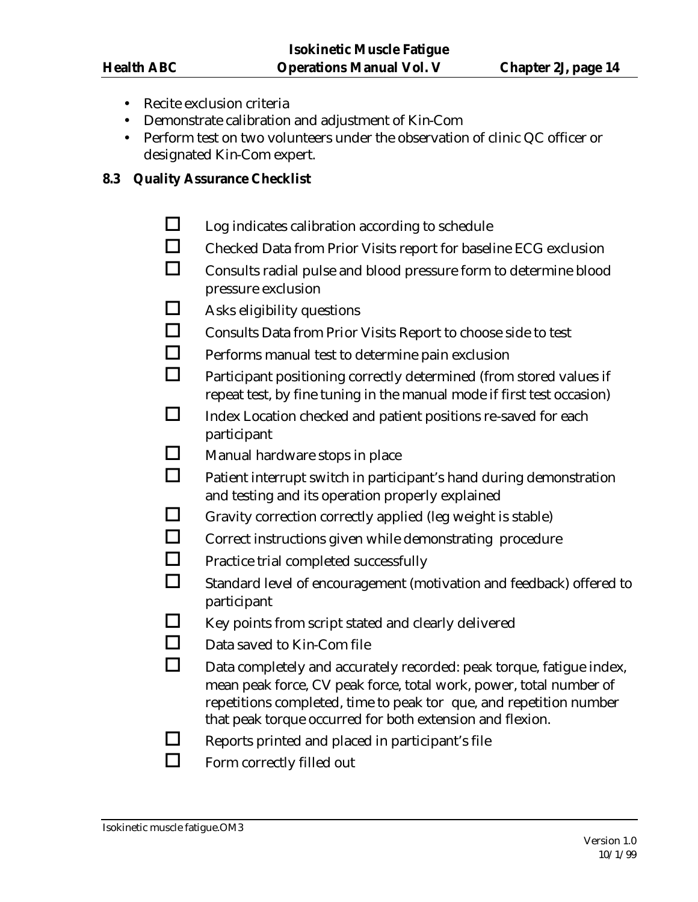- Recite exclusion criteria
- Demonstrate calibration and adjustment of Kin-Com
- Perform test on two volunteers under the observation of clinic QC officer or designated Kin-Com expert.

## 8.3 Quality Assurance Checklist

- ☐ Log indicates calibration according to schedule
- ☐ Checked Data from Prior Visits report for baseline ECG exclusion
- ☐ Consults radial pulse and blood pressure form to determine blood pressure exclusion
- ☐ Asks eligibility questions
- ☐ Consults Data from Prior Visits Report to choose side to test
- ☐ Performs manual test to determine pain exclusion
- ☐ Participant positioning correctly determined (from stored values if repeat test, by fine tuning in the manual mode if first test occasion)
- ☐ Index Location checked and patient positions re-saved for each participant
- ☐ Manual hardware stops in place
- ☐ Patient interrupt switch in participant's hand during demonstration and testing and its operation properly explained
- ☐ Gravity correction correctly applied (leg weight is stable)
- ☐ Correct instructions given while demonstrating procedure
- ☐ Practice trial completed successfully
- ☐ Standard level of encouragement (motivation and feedback) offered to participant
- ☐ Key points from script stated and clearly delivered
- ☐ Data saved to Kin-Com file
- ☐ Data completely and accurately recorded: peak torque, fatigue index, mean peak force, CV peak force, total work, power, total number of repetitions completed, time to peak tor que, and repetition number that peak torque occurred for both extension and flexion.
- ☐ Reports printed and placed in participant's file
- ☐ Form correctly filled out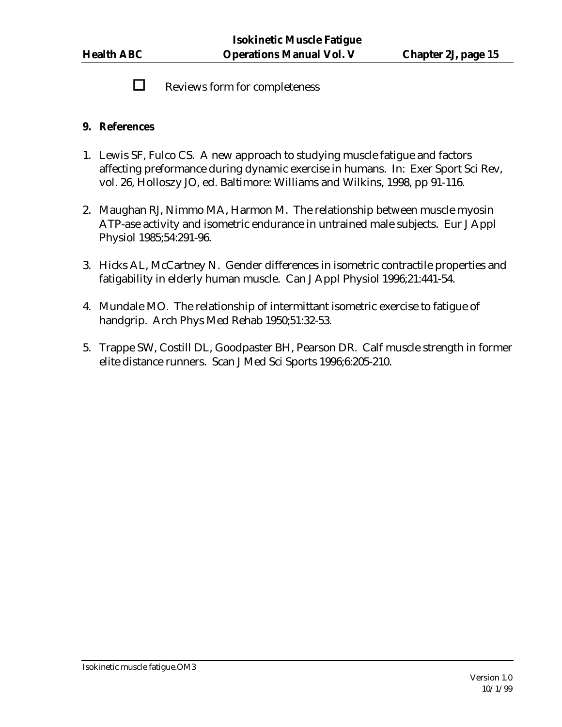- [ ] Reviews form for completeness

## 9. References

1. Lewis SF, Fulco CS. A new approach to studying muscle fatigue and factors affecting preformance during dynamic exercise in humans. In: Exer Sport Sci Rev, vol. 26, Holloszy JO, ed. Baltimore: Williams and Wilkins, 1998, pp 91-116.

2. Maughan RJ, Nimmo MA, Harmon M. The relationship between muscle myosin ATP-ase activity and isometric endurance in untrained male subjects. Eur J Appl Physiol 1985;54:291-96.

3. Hicks AL, McCartney N. Gender differences in isometric contractile properties and fatigability in elderly human muscle. Can J Appl Physiol 1996;21:441-54.

4. Mundale MO. The relationship of intermittant isometric exercise to fatigue of handgrip. Arch Phys Med Rehab 1950;51:32-53.

5. Trappe SW, Costill DL, Goodpaster BH, Pearson DR. Calf muscle strength in former elite distance runners. Scan J Med Sci Sports 1996;6:205-210.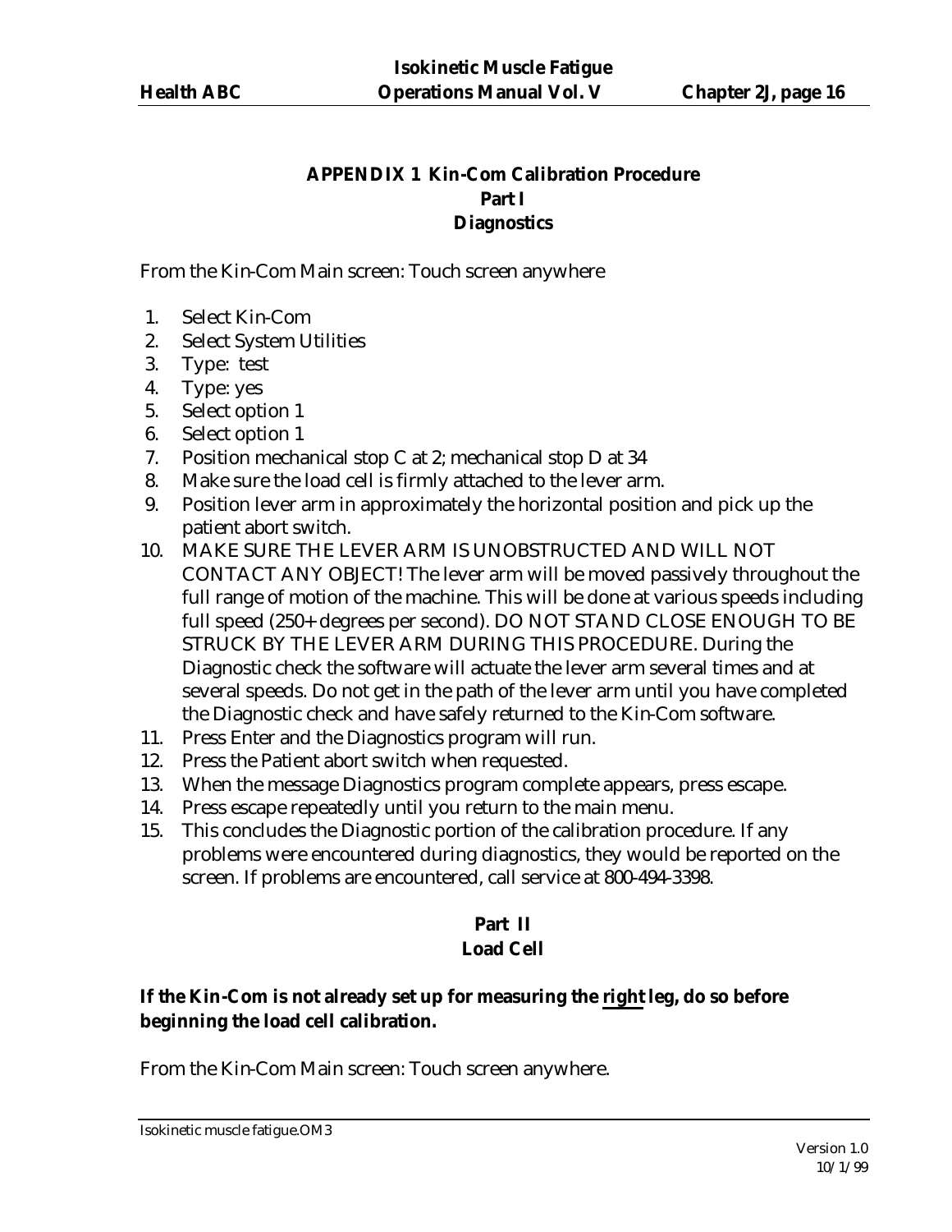## APPENDIX 1 Kin-Com Calibration Procedure
## Part I
## Diagnostics

From the Kin-Com Main screen: Touch screen anywhere

1. Select Kin-Com
2. Select System Utilities
3. Type: test
4. Type: yes
5. Select option 1
6. Select option 1
7. Position mechanical stop C at 2; mechanical stop D at 34
8. Make sure the load cell is firmly attached to the lever arm.
9. Position lever arm in approximately the horizontal position and pick up the patient abort switch.
10. MAKE SURE THE LEVER ARM IS UNOBSTRUCTED AND WILL NOT CONTACT ANY OBJECT! The lever arm will be moved passively throughout the full range of motion of the machine. This will be done at various speeds including full speed (250+ degrees per second). DO NOT STAND CLOSE ENOUGH TO BE STRUCK BY THE LEVER ARM DURING THIS PROCEDURE. During the Diagnostic check the software will actuate the lever arm several times and at several speeds. Do not get in the path of the lever arm until you have completed the Diagnostic check and have safely returned to the Kin-Com software.
11. Press Enter and the Diagnostics program will run.
12. Press the Patient abort switch when requested.
13. When the message Diagnostics program complete appears, press escape.
14. Press escape repeatedly until you return to the main menu.
15. This concludes the Diagnostic portion of the calibration procedure. If any problems were encountered during diagnostics, they would be reported on the screen. If problems are encountered, call service at 800-494-3398.

## Part II
## Load Cell

**If the Kin-Com is not already set up for measuring the <u>right</u> leg, do so before beginning the load cell calibration.**

From the Kin-Com Main screen: Touch screen anywhere.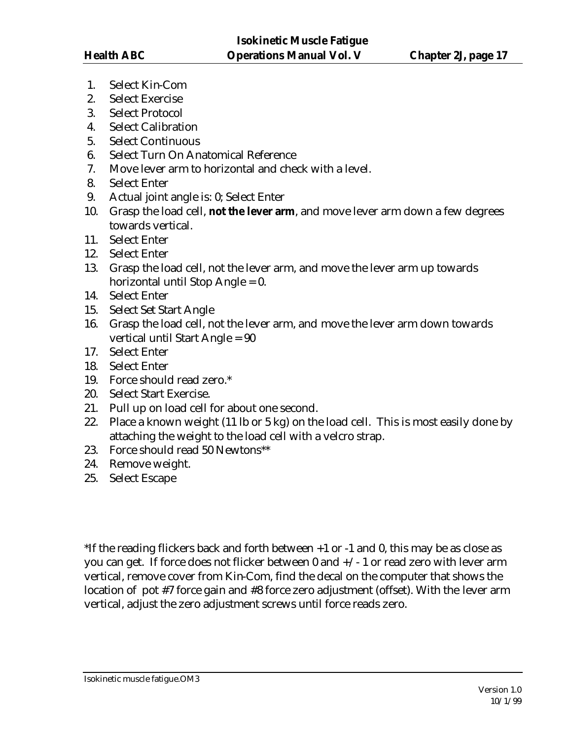1. Select Kin-Com
2. Select Exercise
3. Select Protocol
4. Select Calibration
5. Select Continuous
6. Select Turn On Anatomical Reference
7. Move lever arm to horizontal and check with a level.
8. Select Enter
9. Actual joint angle is: 0; Select Enter
10. Grasp the load cell, **not the lever arm**, and move lever arm down a few degrees towards vertical.
11. Select Enter
12. Select Enter
13. Grasp the load cell, not the lever arm, and move the lever arm up towards horizontal until Stop Angle = 0.
14. Select Enter
15. Select Set Start Angle
16. Grasp the load cell, not the lever arm, and move the lever arm down towards vertical until Start Angle = 90
17. Select Enter
18. Select Enter
19. Force should read zero.*
20. Select Start Exercise.
21. Pull up on load cell for about one second.
22. Place a known weight (11 lb or 5 kg) on the load cell. This is most easily done by attaching the weight to the load cell with a velcro strap.
23. Force should read 50 Newtons**
24. Remove weight.
25. Select Escape

*If the reading flickers back and forth between +1 or -1 and 0, this may be as close as you can get. If force does not flicker between 0 and +/- 1 or read zero with lever arm vertical, remove cover from Kin-Com, find the decal on the computer that shows the location of pot #7 force gain and #8 force zero adjustment (offset). With the lever arm vertical, adjust the zero adjustment screws until force reads zero.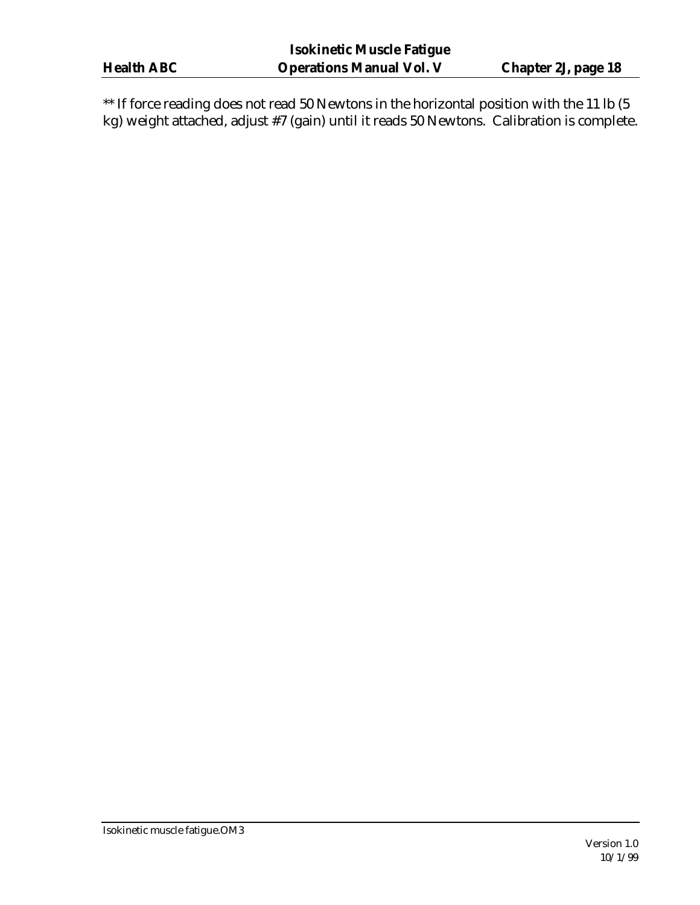** If force reading does not read 50 Newtons in the horizontal position with the 11 lb (5 kg) weight attached, adjust #7 (gain) until it reads 50 Newtons. Calibration is complete.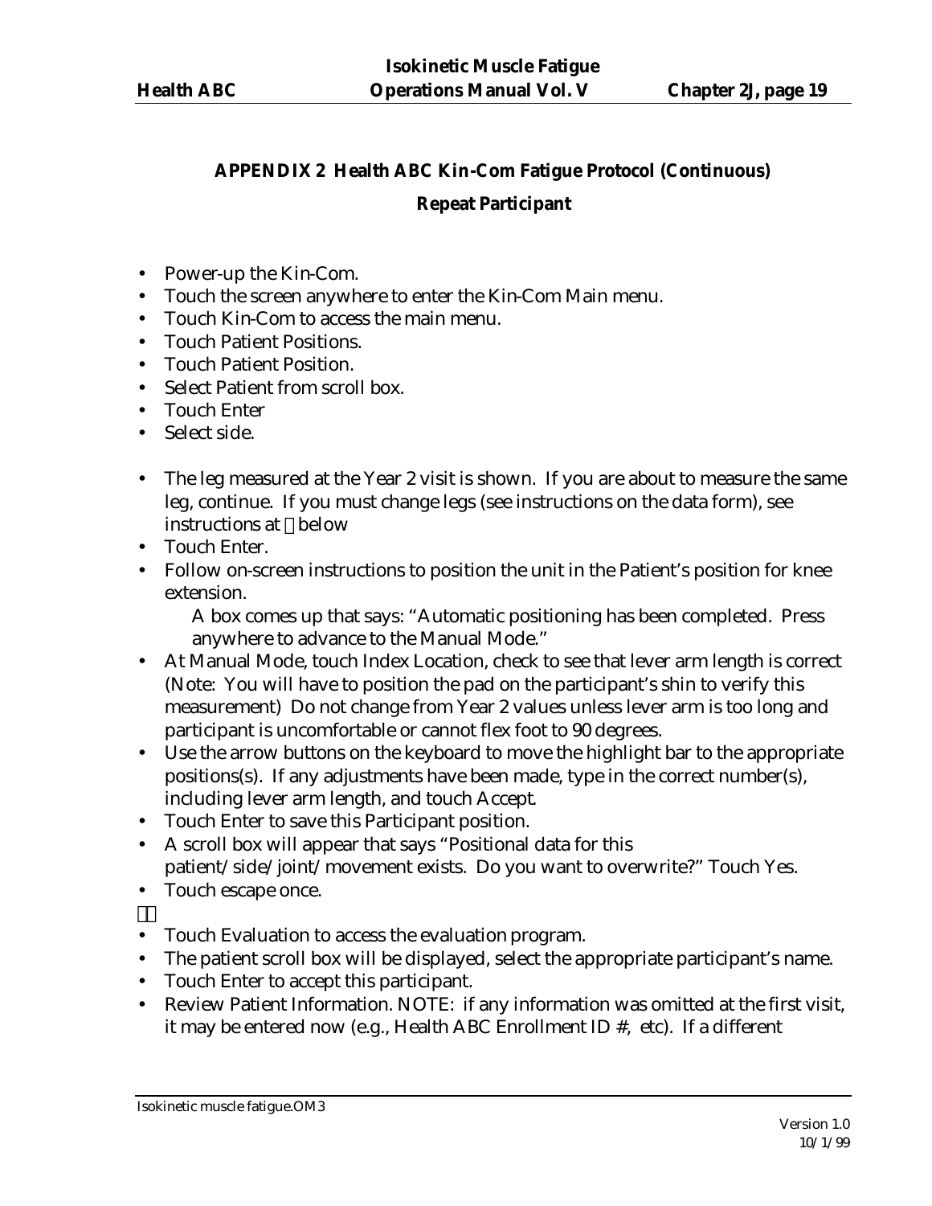**APPENDIX 2 Health ABC Kin-Com Fatigue Protocol (Continuous)**

**Repeat Participant**

- Power-up the Kin-Com.
- Touch the screen anywhere to enter the Kin-Com Main menu.
- Touch Kin-Com to access the main menu.
- Touch Patient Positions.
- Touch Patient Position.
- Select Patient from scroll box.
- Touch Enter
- Select side.

- The leg measured at the Year 2 visit is shown. If you are about to measure the same leg, continue. If you must change legs (see instructions on the data form), see instructions at  below
- Touch Enter.
- Follow on-screen instructions to position the unit in the Patient's position for knee extension.

  A box comes up that says: "Automatic positioning has been completed. Press anywhere to advance to the Manual Mode."
- At Manual Mode, touch Index Location, check to see that lever arm length is correct (Note: You will have to position the pad on the participant's shin to verify this measurement) Do not change from Year 2 values unless lever arm is too long and participant is uncomfortable or cannot flex foot to 90 degrees.
- Use the arrow buttons on the keyboard to move the highlight bar to the appropriate positions(s). If any adjustments have been made, type in the correct number(s), including lever arm length, and touch Accept.
- Touch Enter to save this Participant position.
- A scroll box will appear that says "Positional data for this patient/side/joint/movement exists. Do you want to overwrite?" Touch Yes.
- Touch escape once.



- Touch Evaluation to access the evaluation program.
- The patient scroll box will be displayed, select the appropriate participant's name.
- Touch Enter to accept this participant.
- Review Patient Information. NOTE: if any information was omitted at the first visit, it may be entered now (e.g., Health ABC Enrollment ID #, etc). If a different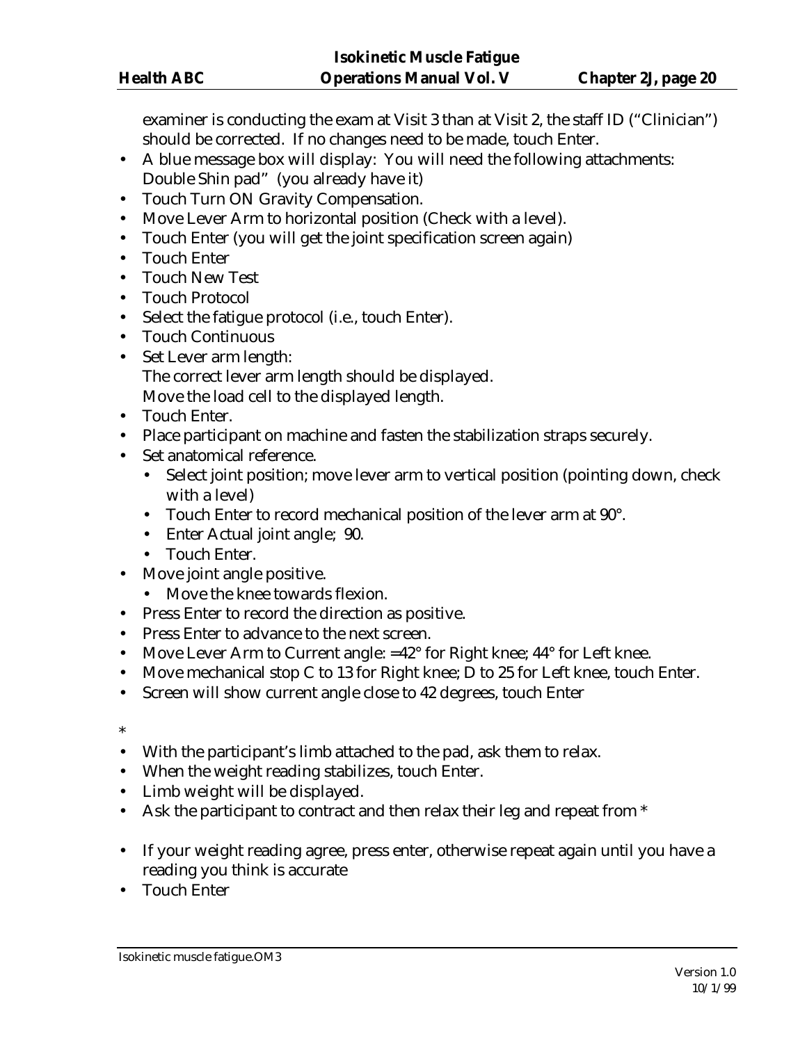examiner is conducting the exam at Visit 3 than at Visit 2, the staff ID ("Clinician") should be corrected. If no changes need to be made, touch Enter.

- A blue message box will display: You will need the following attachments: Double Shin pad" (you already have it)
- Touch Turn ON Gravity Compensation.
- Move Lever Arm to horizontal position (Check with a level).
- Touch Enter (you will get the joint specification screen again)
- Touch Enter
- Touch New Test
- Touch Protocol
- Select the fatigue protocol (i.e., touch Enter).
- Touch Continuous
- Set Lever arm length:
  The correct lever arm length should be displayed.
  Move the load cell to the displayed length.
- Touch Enter.
- Place participant on machine and fasten the stabilization straps securely.
- Set anatomical reference.
  - Select joint position; move lever arm to vertical position (pointing down, check with a level)
  - Touch Enter to record mechanical position of the lever arm at 90°.
  - Enter Actual joint angle; 90.
  - Touch Enter.
- Move joint angle positive.
  - Move the knee towards flexion.
- Press Enter to record the direction as positive.
- Press Enter to advance to the next screen.
- Move Lever Arm to Current angle: =42° for Right knee; 44° for Left knee.
- Move mechanical stop C to 13 for Right knee; D to 25 for Left knee, touch Enter.
- Screen will show current angle close to 42 degrees, touch Enter

*

- With the participant's limb attached to the pad, ask them to relax.
- When the weight reading stabilizes, touch Enter.
- Limb weight will be displayed.
- Ask the participant to contract and then relax their leg and repeat from *
- If your weight reading agree, press enter, otherwise repeat again until you have a reading you think is accurate
- Touch Enter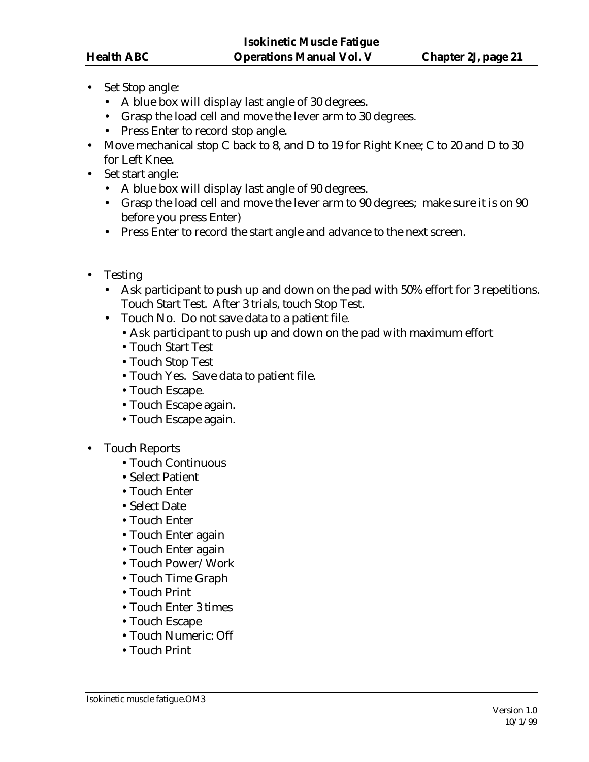- Set Stop angle:
  - A blue box will display last angle of 30 degrees.
  - Grasp the load cell and move the lever arm to 30 degrees.
  - Press Enter to record stop angle.
- Move mechanical stop C back to 8, and D to 19 for Right Knee; C to 20 and D to 30 for Left Knee.
- Set start angle:
  - A blue box will display last angle of 90 degrees.
  - Grasp the load cell and move the lever arm to 90 degrees; make sure it is on 90 before you press Enter)
  - Press Enter to record the start angle and advance to the next screen.

- Testing
  - Ask participant to push up and down on the pad with 50% effort for 3 repetitions. Touch Start Test. After 3 trials, touch Stop Test.
  - Touch No. Do not save data to a patient file.
    - Ask participant to push up and down on the pad with maximum effort
    - Touch Start Test
    - Touch Stop Test
    - Touch Yes. Save data to patient file.
    - Touch Escape.
    - Touch Escape again.
    - Touch Escape again.

- Touch Reports
  - Touch Continuous
  - Select Patient
  - Touch Enter
  - Select Date
  - Touch Enter
  - Touch Enter again
  - Touch Enter again
  - Touch Power/Work
  - Touch Time Graph
  - Touch Print
  - Touch Enter 3 times
  - Touch Escape
  - Touch Numeric: Off
  - Touch Print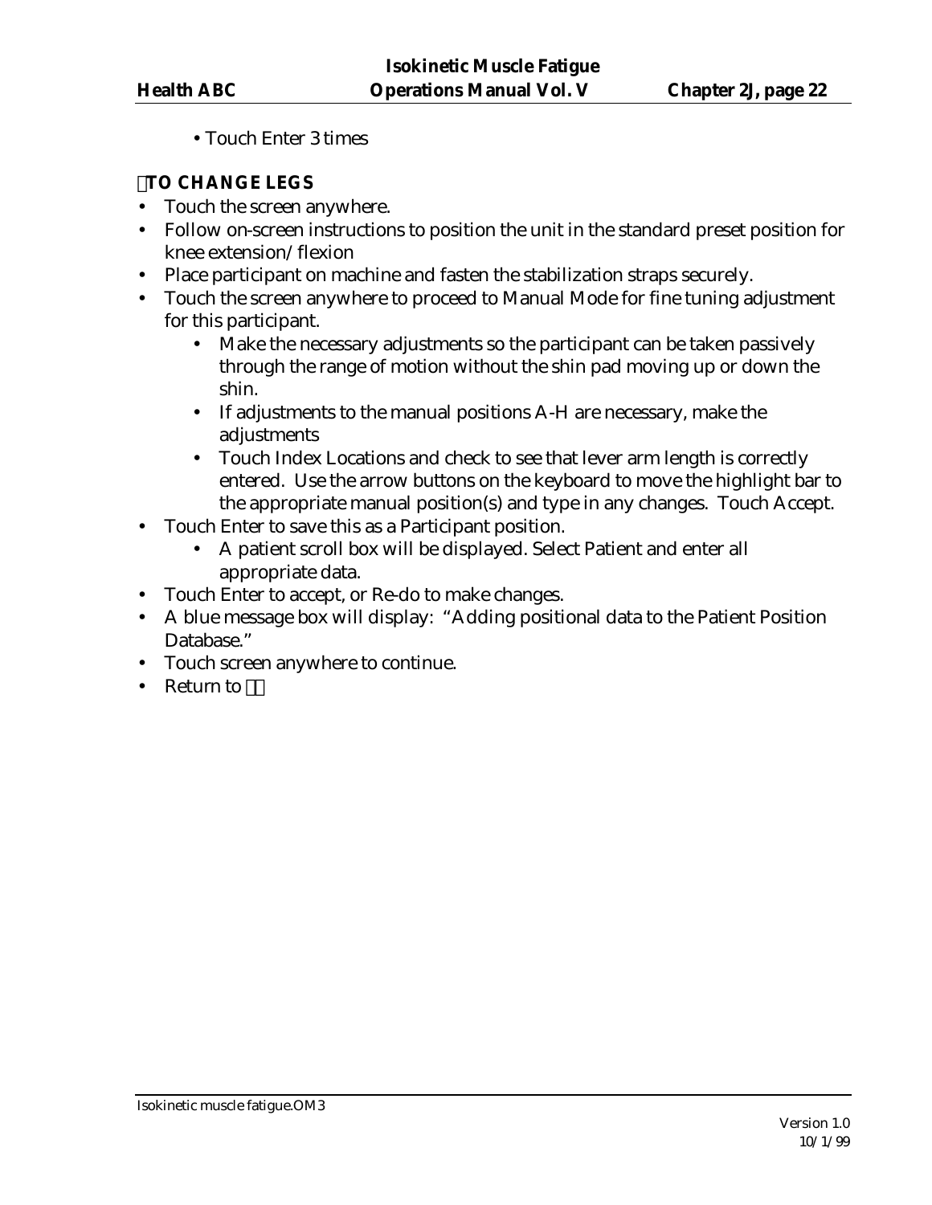- Touch Enter 3 times

**TO CHANGE LEGS**

- Touch the screen anywhere.
- Follow on-screen instructions to position the unit in the standard preset position for knee extension/flexion
- Place participant on machine and fasten the stabilization straps securely.
- Touch the screen anywhere to proceed to Manual Mode for fine tuning adjustment for this participant.
    - Make the necessary adjustments so the participant can be taken passively through the range of motion without the shin pad moving up or down the shin.
    - If adjustments to the manual positions A-H are necessary, make the adjustments
    - Touch Index Locations and check to see that lever arm length is correctly entered. Use the arrow buttons on the keyboard to move the highlight bar to the appropriate manual position(s) and type in any changes. Touch Accept.
- Touch Enter to save this as a Participant position.
    - A patient scroll box will be displayed. Select Patient and enter all appropriate data.
- Touch Enter to accept, or Re-do to make changes.
- A blue message box will display: "Adding positional data to the Patient Position Database."
- Touch screen anywhere to continue.
- Return to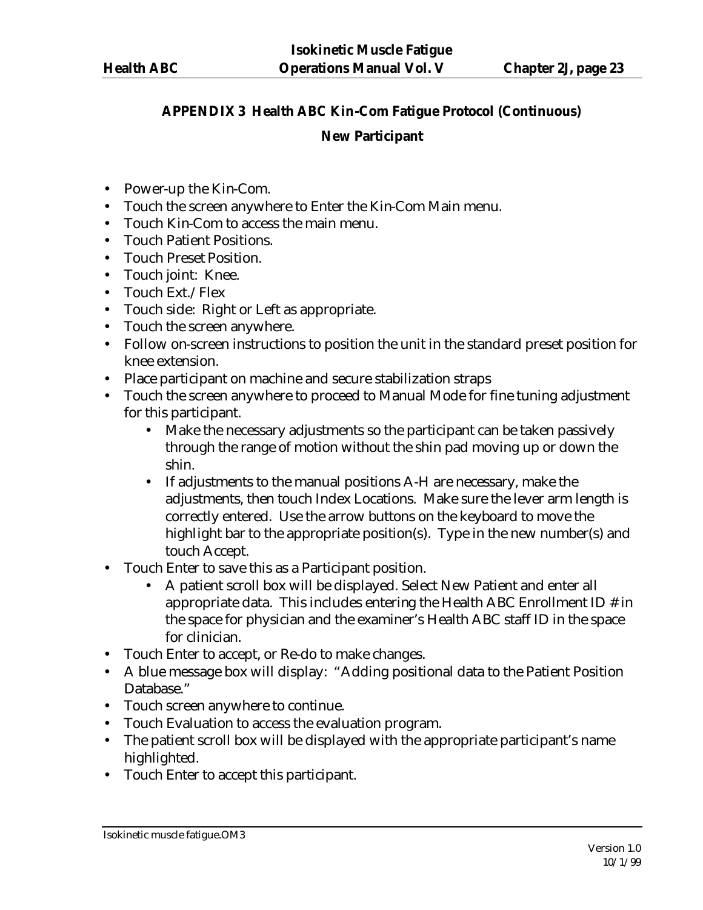## APPENDIX 3 Health ABC Kin-Com Fatigue Protocol (Continuous)

### New Participant

- Power-up the Kin-Com.
- Touch the screen anywhere to Enter the Kin-Com Main menu.
- Touch Kin-Com to access the main menu.
- Touch Patient Positions.
- Touch Preset Position.
- Touch joint: Knee.
- Touch Ext./Flex
- Touch side: Right or Left as appropriate.
- Touch the screen anywhere.
- Follow on-screen instructions to position the unit in the standard preset position for knee extension.
- Place participant on machine and secure stabilization straps
- Touch the screen anywhere to proceed to Manual Mode for fine tuning adjustment for this participant.
  - Make the necessary adjustments so the participant can be taken passively through the range of motion without the shin pad moving up or down the shin.
  - If adjustments to the manual positions A-H are necessary, make the adjustments, then touch Index Locations. Make sure the lever arm length is correctly entered. Use the arrow buttons on the keyboard to move the highlight bar to the appropriate position(s). Type in the new number(s) and touch Accept.
- Touch Enter to save this as a Participant position.
  - A patient scroll box will be displayed. Select New Patient and enter all appropriate data. This includes entering the Health ABC Enrollment ID # in the space for physician and the examiner's Health ABC staff ID in the space for clinician.
- Touch Enter to accept, or Re-do to make changes.
- A blue message box will display: "Adding positional data to the Patient Position Database."
- Touch screen anywhere to continue.
- Touch Evaluation to access the evaluation program.
- The patient scroll box will be displayed with the appropriate participant's name highlighted.
- Touch Enter to accept this participant.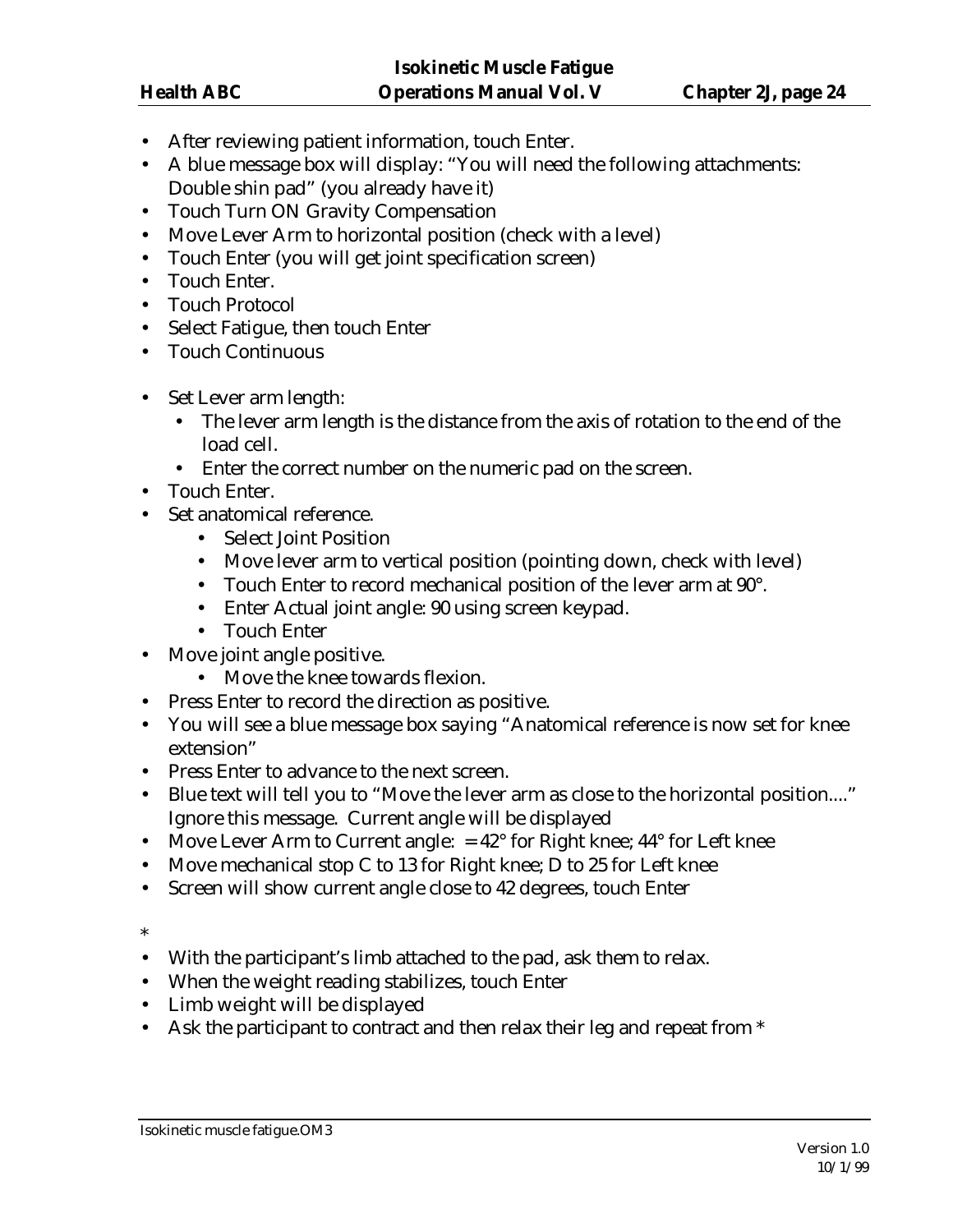- After reviewing patient information, touch Enter.
- A blue message box will display: "You will need the following attachments: Double shin pad" (you already have it)
- Touch Turn ON Gravity Compensation
- Move Lever Arm to horizontal position (check with a level)
- Touch Enter (you will get joint specification screen)
- Touch Enter.
- Touch Protocol
- Select Fatigue, then touch Enter
- Touch Continuous

- Set Lever arm length:
  - The lever arm length is the distance from the axis of rotation to the end of the load cell.
  - Enter the correct number on the numeric pad on the screen.
- Touch Enter.
- Set anatomical reference.
  - Select Joint Position
  - Move lever arm to vertical position (pointing down, check with level)
  - Touch Enter to record mechanical position of the lever arm at 90°.
  - Enter Actual joint angle: 90 using screen keypad.
  - Touch Enter
- Move joint angle positive.
  - Move the knee towards flexion.
- Press Enter to record the direction as positive.
- You will see a blue message box saying "Anatomical reference is now set for knee extension"
- Press Enter to advance to the next screen.
- Blue text will tell you to "Move the lever arm as close to the horizontal position...." Ignore this message. Current angle will be displayed
- Move Lever Arm to Current angle: = 42° for Right knee; 44° for Left knee
- Move mechanical stop C to 13 for Right knee; D to 25 for Left knee
- Screen will show current angle close to 42 degrees, touch Enter

*

- With the participant's limb attached to the pad, ask them to relax.
- When the weight reading stabilizes, touch Enter
- Limb weight will be displayed
- Ask the participant to contract and then relax their leg and repeat from *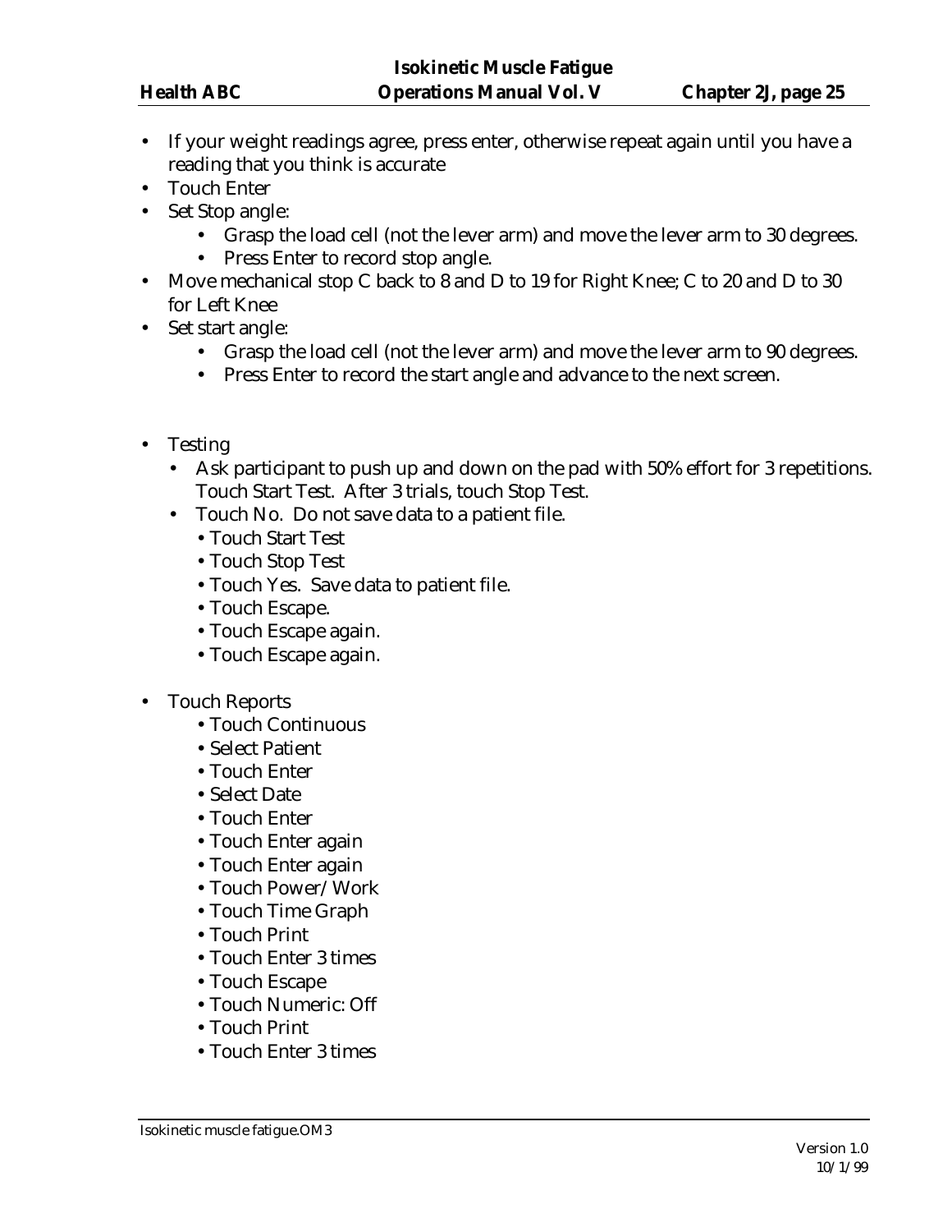- If your weight readings agree, press enter, otherwise repeat again until you have a reading that you think is accurate
- Touch Enter
- Set Stop angle:
  - Grasp the load cell (not the lever arm) and move the lever arm to 30 degrees.
  - Press Enter to record stop angle.
- Move mechanical stop C back to 8 and D to 19 for Right Knee; C to 20 and D to 30 for Left Knee
- Set start angle:
  - Grasp the load cell (not the lever arm) and move the lever arm to 90 degrees.
  - Press Enter to record the start angle and advance to the next screen.

- Testing
  - Ask participant to push up and down on the pad with 50% effort for 3 repetitions. Touch Start Test. After 3 trials, touch Stop Test.
  - Touch No. Do not save data to a patient file.
    - Touch Start Test
    - Touch Stop Test
    - Touch Yes. Save data to patient file.
    - Touch Escape.
    - Touch Escape again.
    - Touch Escape again.

- Touch Reports
  - Touch Continuous
  - Select Patient
  - Touch Enter
  - Select Date
  - Touch Enter
  - Touch Enter again
  - Touch Enter again
  - Touch Power/Work
  - Touch Time Graph
  - Touch Print
  - Touch Enter 3 times
  - Touch Escape
  - Touch Numeric: Off
  - Touch Print
  - Touch Enter 3 times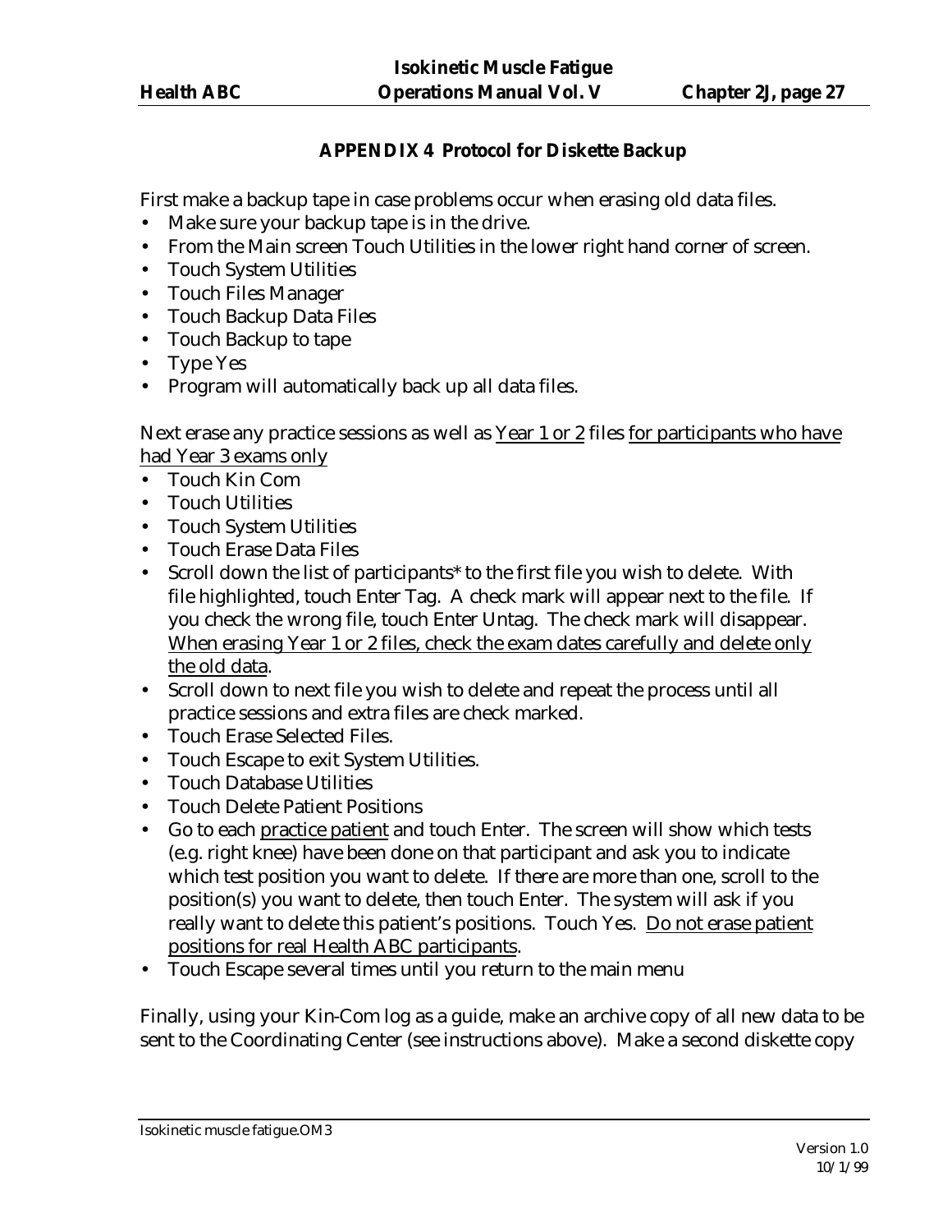## APPENDIX 4 Protocol for Diskette Backup

First make a backup tape in case problems occur when erasing old data files.

- Make sure your backup tape is in the drive.
- From the Main screen Touch Utilities in the lower right hand corner of screen.
- Touch System Utilities
- Touch Files Manager
- Touch Backup Data Files
- Touch Backup to tape
- Type Yes
- Program will automatically back up all data files.

Next erase any practice sessions as well as <u>Year 1 or 2</u> files <u>for participants who have had Year 3 exams only</u>

- Touch Kin Com
- Touch Utilities
- Touch System Utilities
- Touch Erase Data Files
- Scroll down the list of participants* to the first file you wish to delete. With file highlighted, touch Enter Tag. A check mark will appear next to the file. If you check the wrong file, touch Enter Untag. The check mark will disappear. <u>When erasing Year 1 or 2 files, check the exam dates carefully and delete only the old data</u>.
- Scroll down to next file you wish to delete and repeat the process until all practice sessions and extra files are check marked.
- Touch Erase Selected Files.
- Touch Escape to exit System Utilities.
- Touch Database Utilities
- Touch Delete Patient Positions
- Go to each <u>practice patient</u> and touch Enter. The screen will show which tests (e.g. right knee) have been done on that participant and ask you to indicate which test position you want to delete. If there are more than one, scroll to the position(s) you want to delete, then touch Enter. The system will ask if you really want to delete this patient's positions. Touch Yes. <u>Do not erase patient positions for real Health ABC participants</u>.
- Touch Escape several times until you return to the main menu

Finally, using your Kin-Com log as a guide, make an archive copy of all new data to be sent to the Coordinating Center (see instructions above). Make a second diskette copy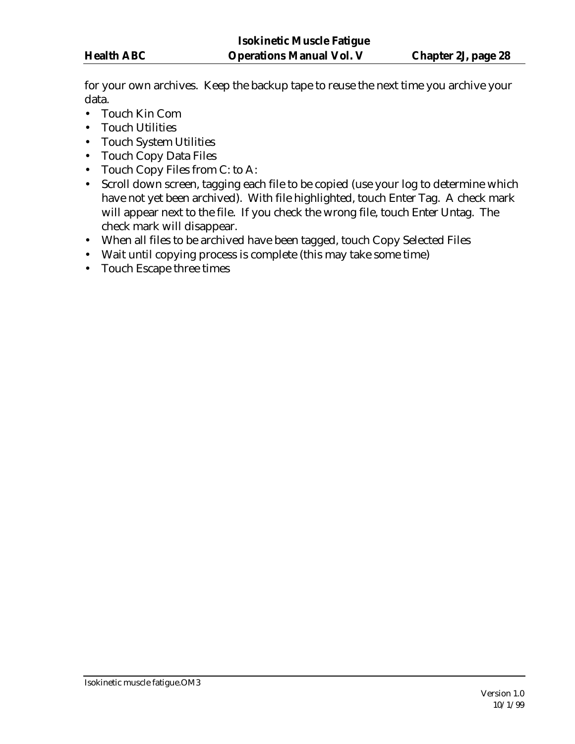for your own archives. Keep the backup tape to reuse the next time you archive your data.

- Touch Kin Com
- Touch Utilities
- Touch System Utilities
- Touch Copy Data Files
- Touch Copy Files from C: to A:
- Scroll down screen, tagging each file to be copied (use your log to determine which have not yet been archived). With file highlighted, touch Enter Tag. A check mark will appear next to the file. If you check the wrong file, touch Enter Untag. The check mark will disappear.
- When all files to be archived have been tagged, touch Copy Selected Files
- Wait until copying process is complete (this may take some time)
- Touch Escape three times